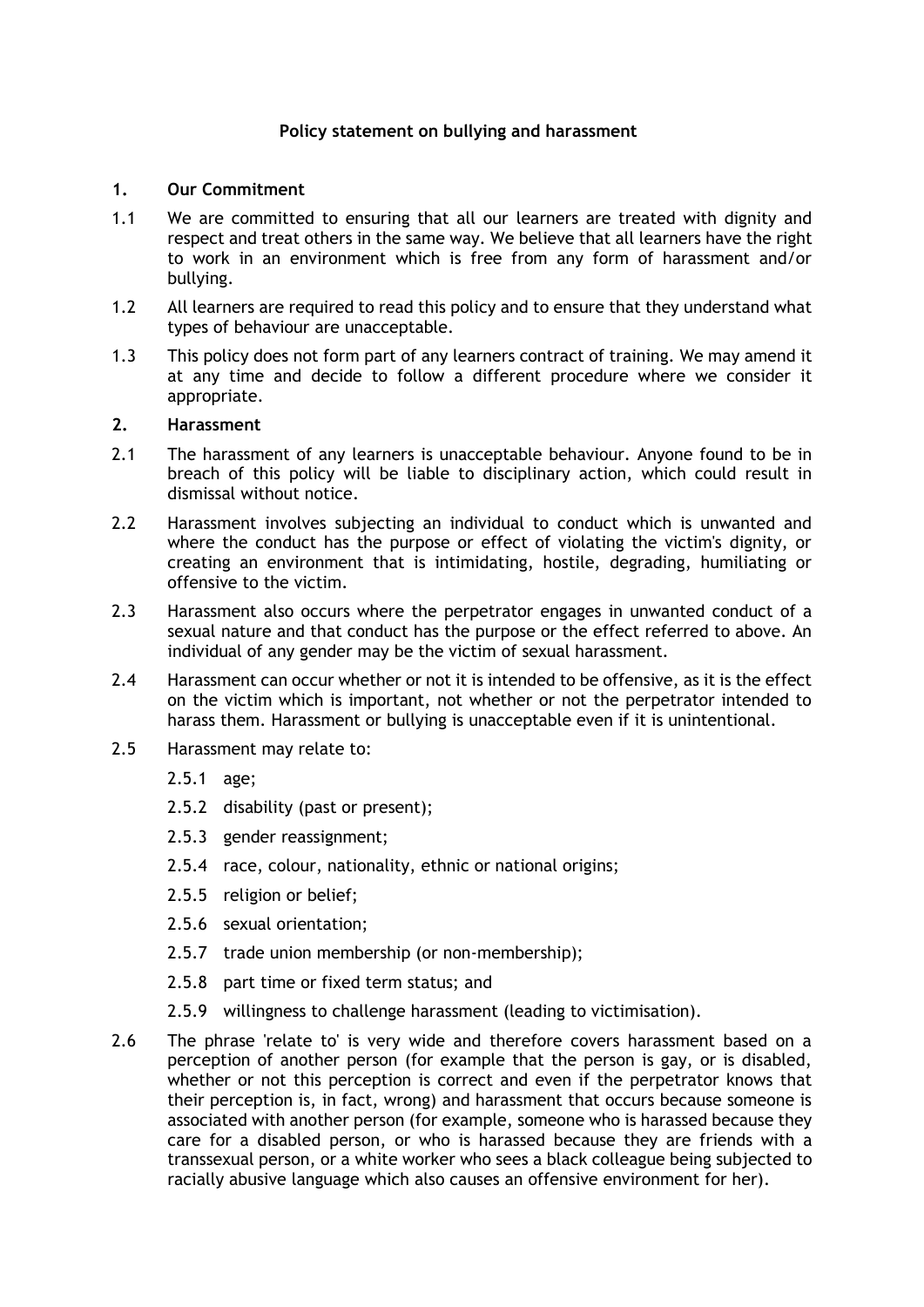# Policy statement on bullying and harassment

## 1. Our Commitment

1.1 We are committed to ensuring that all our learners are treated with dignity and respect and treat others in the same way. We believe that all learners have the right to work in an environment which is free from any form of harassment and/or bullying.

1.2 All learners are required to read this policy and to ensure that they understand what types of behaviour are unacceptable.

1.3 This policy does not form part of any learners contract of training. We may amend it at any time and decide to follow a different procedure where we consider it appropriate.

## 2. Harassment

2.1 The harassment of any learners is unacceptable behaviour. Anyone found to be in breach of this policy will be liable to disciplinary action, which could result in dismissal without notice.

2.2 Harassment involves subjecting an individual to conduct which is unwanted and where the conduct has the purpose or effect of violating the victim's dignity, or creating an environment that is intimidating, hostile, degrading, humiliating or offensive to the victim.

2.3 Harassment also occurs where the perpetrator engages in unwanted conduct of a sexual nature and that conduct has the purpose or the effect referred to above. An individual of any gender may be the victim of sexual harassment.

2.4 Harassment can occur whether or not it is intended to be offensive, as it is the effect on the victim which is important, not whether or not the perpetrator intended to harass them. Harassment or bullying is unacceptable even if it is unintentional.

2.5 Harassment may relate to:

- 2.5.1 age;
- 2.5.2 disability (past or present);
- 2.5.3 gender reassignment;
- 2.5.4 race, colour, nationality, ethnic or national origins;
- 2.5.5 religion or belief;
- 2.5.6 sexual orientation;
- 2.5.7 trade union membership (or non-membership);
- 2.5.8 part time or fixed term status; and
- 2.5.9 willingness to challenge harassment (leading to victimisation).

2.6 The phrase 'relate to' is very wide and therefore covers harassment based on a perception of another person (for example that the person is gay, or is disabled, whether or not this perception is correct and even if the perpetrator knows that their perception is, in fact, wrong) and harassment that occurs because someone is associated with another person (for example, someone who is harassed because they care for a disabled person, or who is harassed because they are friends with a transsexual person, or a white worker who sees a black colleague being subjected to racially abusive language which also causes an offensive environment for her).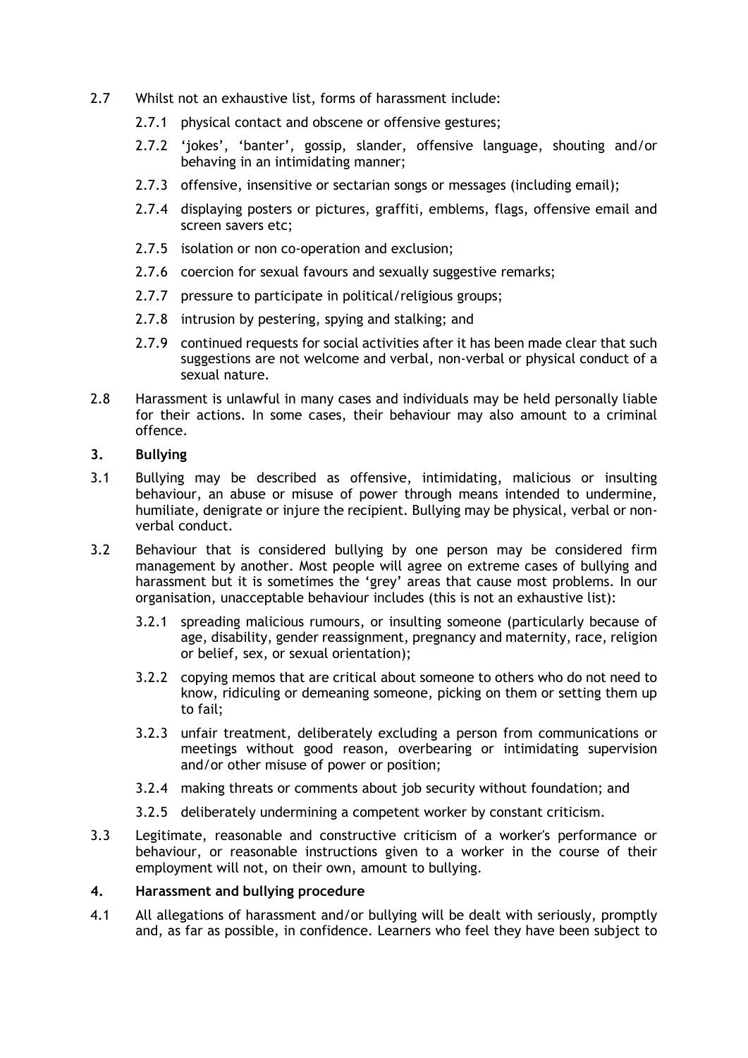2.7 Whilst not an exhaustive list, forms of harassment include:

   2.7.1 physical contact and obscene or offensive gestures;

   2.7.2 'jokes', 'banter', gossip, slander, offensive language, shouting and/or behaving in an intimidating manner;

   2.7.3 offensive, insensitive or sectarian songs or messages (including email);

   2.7.4 displaying posters or pictures, graffiti, emblems, flags, offensive email and screen savers etc;

   2.7.5 isolation or non co-operation and exclusion;

   2.7.6 coercion for sexual favours and sexually suggestive remarks;

   2.7.7 pressure to participate in political/religious groups;

   2.7.8 intrusion by pestering, spying and stalking; and

   2.7.9 continued requests for social activities after it has been made clear that such suggestions are not welcome and verbal, non-verbal or physical conduct of a sexual nature.

2.8 Harassment is unlawful in many cases and individuals may be held personally liable for their actions. In some cases, their behaviour may also amount to a criminal offence.

## 3. Bullying

3.1 Bullying may be described as offensive, intimidating, malicious or insulting behaviour, an abuse or misuse of power through means intended to undermine, humiliate, denigrate or injure the recipient. Bullying may be physical, verbal or non-verbal conduct.

3.2 Behaviour that is considered bullying by one person may be considered firm management by another. Most people will agree on extreme cases of bullying and harassment but it is sometimes the 'grey' areas that cause most problems. In our organisation, unacceptable behaviour includes (this is not an exhaustive list):

   3.2.1 spreading malicious rumours, or insulting someone (particularly because of age, disability, gender reassignment, pregnancy and maternity, race, religion or belief, sex, or sexual orientation);

   3.2.2 copying memos that are critical about someone to others who do not need to know, ridiculing or demeaning someone, picking on them or setting them up to fail;

   3.2.3 unfair treatment, deliberately excluding a person from communications or meetings without good reason, overbearing or intimidating supervision and/or other misuse of power or position;

   3.2.4 making threats or comments about job security without foundation; and

   3.2.5 deliberately undermining a competent worker by constant criticism.

3.3 Legitimate, reasonable and constructive criticism of a worker's performance or behaviour, or reasonable instructions given to a worker in the course of their employment will not, on their own, amount to bullying.

## 4. Harassment and bullying procedure

4.1 All allegations of harassment and/or bullying will be dealt with seriously, promptly and, as far as possible, in confidence. Learners who feel they have been subject to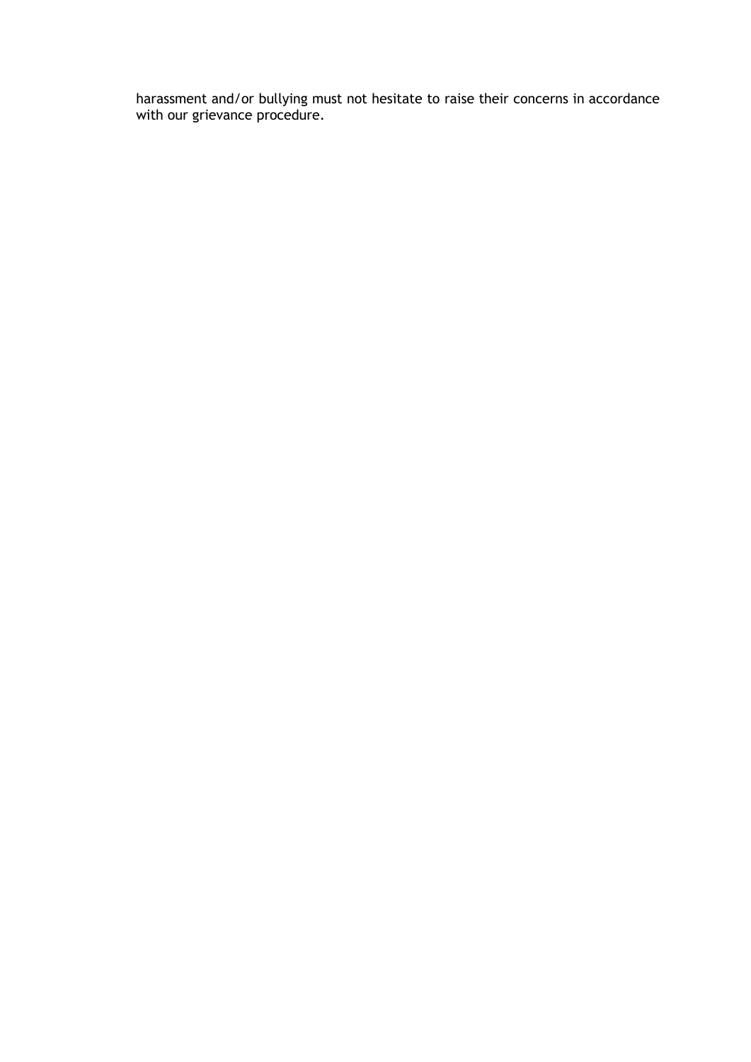harassment and/or bullying must not hesitate to raise their concerns in accordance with our grievance procedure.